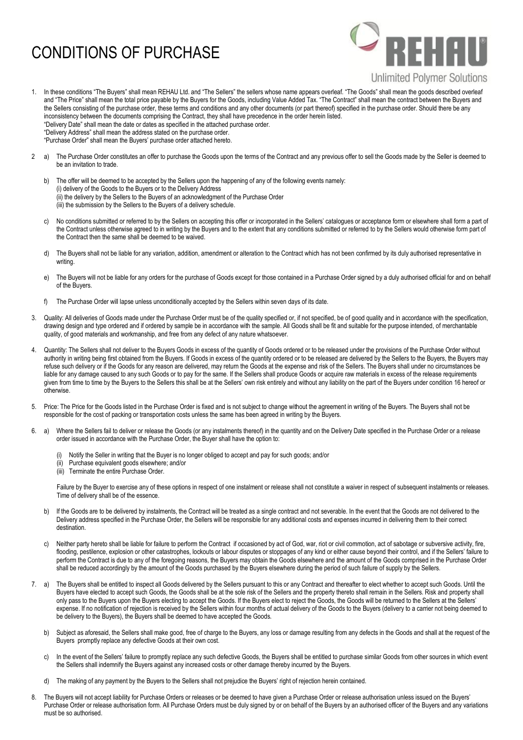# CONDITIONS OF PURCHASE

REHAU
Unlimited Polymer Solutions

1. In these conditions "The Buyers" shall mean REHAU Ltd. and "The Sellers" the sellers whose name appears overleaf. "The Goods" shall mean the goods described overleaf and "The Price" shall mean the total price payable by the Buyers for the Goods, including Value Added Tax. "The Contract" shall mean the contract between the Buyers and the Sellers consisting of the purchase order, these terms and conditions and any other documents (or part thereof) specified in the purchase order. Should there be any inconsistency between the documents comprising the Contract, they shall have precedence in the order herein listed.
   "Delivery Date" shall mean the date or dates as specified in the attached purchase order.
   "Delivery Address" shall mean the address stated on the purchase order.
   "Purchase Order" shall mean the Buyers' purchase order attached hereto.

2. a) The Purchase Order constitutes an offer to purchase the Goods upon the terms of the Contract and any previous offer to sell the Goods made by the Seller is deemed to be an invitation to trade.

   b) The offer will be deemed to be accepted by the Sellers upon the happening of any of the following events namely:
      (i) delivery of the Goods to the Buyers or to the Delivery Address
      (ii) the delivery by the Sellers to the Buyers of an acknowledgment of the Purchase Order
      (iii) the submission by the Sellers to the Buyers of a delivery schedule.

   c) No conditions submitted or referred to by the Sellers on accepting this offer or incorporated in the Sellers' catalogues or acceptance form or elsewhere shall form a part of the Contract unless otherwise agreed to in writing by the Buyers and to the extent that any conditions submitted or referred to by the Sellers would otherwise form part of the Contract then the same shall be deemed to be waived.

   d) The Buyers shall not be liable for any variation, addition, amendment or alteration to the Contract which has not been confirmed by its duly authorised representative in writing.

   e) The Buyers will not be liable for any orders for the purchase of Goods except for those contained in a Purchase Order signed by a duly authorised official for and on behalf of the Buyers.

   f) The Purchase Order will lapse unless unconditionally accepted by the Sellers within seven days of its date.

3. Quality: All deliveries of Goods made under the Purchase Order must be of the quality specified or, if not specified, be of good quality and in accordance with the specification, drawing design and type ordered and if ordered by sample be in accordance with the sample. All Goods shall be fit and suitable for the purpose intended, of merchantable quality, of good materials and workmanship, and free from any defect of any nature whatsoever.

4. Quantity: The Sellers shall not deliver to the Buyers Goods in excess of the quantity of Goods ordered or to be released under the provisions of the Purchase Order without authority in writing being first obtained from the Buyers. If Goods in excess of the quantity ordered or to be released are delivered by the Sellers to the Buyers, the Buyers may refuse such delivery or if the Goods for any reason are delivered, may return the Goods at the expense and risk of the Sellers. The Buyers shall under no circumstances be liable for any damage caused to any such Goods or to pay for the same. If the Sellers shall produce Goods or acquire raw materials in excess of the release requirements given from time to time by the Buyers to the Sellers this shall be at the Sellers' own risk entirely and without any liability on the part of the Buyers under condition 16 hereof or otherwise.

5. Price: The Price for the Goods listed in the Purchase Order is fixed and is not subject to change without the agreement in writing of the Buyers. The Buyers shall not be responsible for the cost of packing or transportation costs unless the same has been agreed in writing by the Buyers.

6. a) Where the Sellers fail to deliver or release the Goods (or any instalments thereof) in the quantity and on the Delivery Date specified in the Purchase Order or a release order issued in accordance with the Purchase Order, the Buyer shall have the option to:

      (i) Notify the Seller in writing that the Buyer is no longer obliged to accept and pay for such goods; and/or
      (ii) Purchase equivalent goods elsewhere; and/or
      (iii) Terminate the entire Purchase Order.

      Failure by the Buyer to exercise any of these options in respect of one instalment or release shall not constitute a waiver in respect of subsequent instalments or releases. Time of delivery shall be of the essence.

   b) If the Goods are to be delivered by instalments, the Contract will be treated as a single contract and not severable. In the event that the Goods are not delivered to the Delivery address specified in the Purchase Order, the Sellers will be responsible for any additional costs and expenses incurred in delivering them to their correct destination.

   c) Neither party hereto shall be liable for failure to perform the Contract if occasioned by act of God, war, riot or civil commotion, act of sabotage or subversive activity, fire, flooding, pestilence, explosion or other catastrophes, lockouts or labour disputes or stoppages of any kind or either cause beyond their control, and if the Sellers' failure to perform the Contract is due to any of the foregoing reasons, the Buyers may obtain the Goods elsewhere and the amount of the Goods comprised in the Purchase Order shall be reduced accordingly by the amount of the Goods purchased by the Buyers elsewhere during the period of such failure of supply by the Sellers.

7. a) The Buyers shall be entitled to inspect all Goods delivered by the Sellers pursuant to this or any Contract and thereafter to elect whether to accept such Goods. Until the Buyers have elected to accept such Goods, the Goods shall be at the sole risk of the Sellers and the property thereto shall remain in the Sellers. Risk and property shall only pass to the Buyers upon the Buyers electing to accept the Goods. If the Buyers elect to reject the Goods, the Goods will be returned to the Sellers at the Sellers' expense. If no notification of rejection is received by the Sellers within four months of actual delivery of the Goods to the Buyers (delivery to a carrier not being deemed to be delivery to the Buyers), the Buyers shall be deemed to have accepted the Goods.

   b) Subject as aforesaid, the Sellers shall make good, free of charge to the Buyers, any loss or damage resulting from any defects in the Goods and shall at the request of the Buyers promptly replace any defective Goods at their own cost.

   c) In the event of the Sellers' failure to promptly replace any such defective Goods, the Buyers shall be entitled to purchase similar Goods from other sources in which event the Sellers shall indemnify the Buyers against any increased costs or other damage thereby incurred by the Buyers.

   d) The making of any payment by the Buyers to the Sellers shall not prejudice the Buyers' right of rejection herein contained.

8. The Buyers will not accept liability for Purchase Orders or releases or be deemed to have given a Purchase Order or release authorisation unless issued on the Buyers' Purchase Order or release authorisation form. All Purchase Orders must be duly signed by or on behalf of the Buyers by an authorised officer of the Buyers and any variations must be so authorised.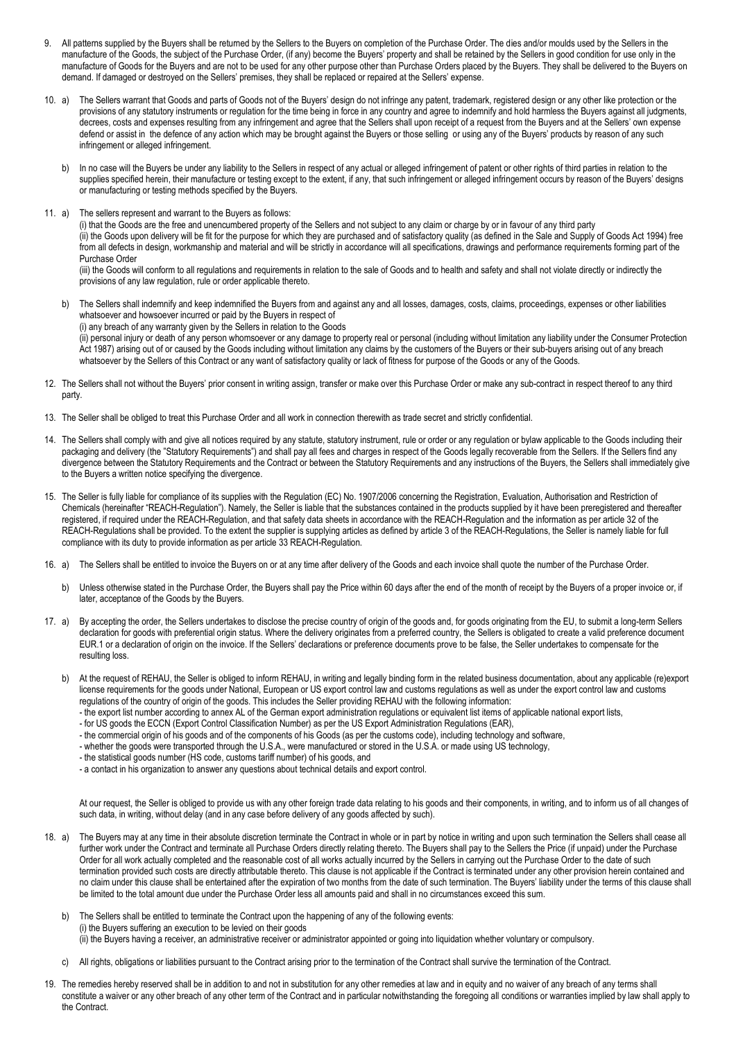9. All patterns supplied by the Buyers shall be returned by the Sellers to the Buyers on completion of the Purchase Order. The dies and/or moulds used by the Sellers in the manufacture of the Goods, the subject of the Purchase Order, (if any) become the Buyers' property and shall be retained by the Sellers in good condition for use only in the manufacture of Goods for the Buyers and are not to be used for any other purpose other than Purchase Orders placed by the Buyers. They shall be delivered to the Buyers on demand. If damaged or destroyed on the Sellers' premises, they shall be replaced or repaired at the Sellers' expense.

10. a) The Sellers warrant that Goods and parts of Goods not of the Buyers' design do not infringe any patent, trademark, registered design or any other like protection or the provisions of any statutory instruments or regulation for the time being in force in any country and agree to indemnify and hold harmless the Buyers against all judgments, decrees, costs and expenses resulting from any infringement and agree that the Sellers shall upon receipt of a request from the Buyers and at the Sellers' own expense defend or assist in the defence of any action which may be brought against the Buyers or those selling or using any of the Buyers' products by reason of any such infringement or alleged infringement.

    b) In no case will the Buyers be under any liability to the Sellers in respect of any actual or alleged infringement of patent or other rights of third parties in relation to the supplies specified herein, their manufacture or testing except to the extent, if any, that such infringement or alleged infringement occurs by reason of the Buyers' designs or manufacturing or testing methods specified by the Buyers.

11. a) The sellers represent and warrant to the Buyers as follows:
    (i) that the Goods are the free and unencumbered property of the Sellers and not subject to any claim or charge by or in favour of any third party
    (ii) the Goods upon delivery will be fit for the purpose for which they are purchased and of satisfactory quality (as defined in the Sale and Supply of Goods Act 1994) free from all defects in design, workmanship and material and will be strictly in accordance will all specifications, drawings and performance requirements forming part of the Purchase Order
    (iii) the Goods will conform to all regulations and requirements in relation to the sale of Goods and to health and safety and shall not violate directly or indirectly the provisions of any law regulation, rule or order applicable thereto.

    b) The Sellers shall indemnify and keep indemnified the Buyers from and against any and all losses, damages, costs, claims, proceedings, expenses or other liabilities whatsoever and howsoever incurred or paid by the Buyers in respect of
    (i) any breach of any warranty given by the Sellers in relation to the Goods
    (ii) personal injury or death of any person whomsoever or any damage to property real or personal (including without limitation any liability under the Consumer Protection Act 1987) arising out of or caused by the Goods including without limitation any claims by the customers of the Buyers or their sub-buyers arising out of any breach whatsoever by the Sellers of this Contract or any want of satisfactory quality or lack of fitness for purpose of the Goods or any of the Goods.

12. The Sellers shall not without the Buyers' prior consent in writing assign, transfer or make over this Purchase Order or make any sub-contract in respect thereof to any third party.

13. The Seller shall be obliged to treat this Purchase Order and all work in connection therewith as trade secret and strictly confidential.

14. The Sellers shall comply with and give all notices required by any statute, statutory instrument, rule or order or any regulation or bylaw applicable to the Goods including their packaging and delivery (the "Statutory Requirements") and shall pay all fees and charges in respect of the Goods legally recoverable from the Sellers. If the Sellers find any divergence between the Statutory Requirements and the Contract or between the Statutory Requirements and any instructions of the Buyers, the Sellers shall immediately give to the Buyers a written notice specifying the divergence.

15. The Seller is fully liable for compliance of its supplies with the Regulation (EC) No. 1907/2006 concerning the Registration, Evaluation, Authorisation and Restriction of Chemicals (hereinafter "REACH-Regulation"). Namely, the Seller is liable that the substances contained in the products supplied by it have been preregistered and thereafter registered, if required under the REACH-Regulation, and that safety data sheets in accordance with the REACH-Regulation and the information as per article 32 of the REACH-Regulations shall be provided. To the extent the supplier is supplying articles as defined by article 3 of the REACH-Regulations, the Seller is namely liable for full compliance with its duty to provide information as per article 33 REACH-Regulation.

16. a) The Sellers shall be entitled to invoice the Buyers on or at any time after delivery of the Goods and each invoice shall quote the number of the Purchase Order.

    b) Unless otherwise stated in the Purchase Order, the Buyers shall pay the Price within 60 days after the end of the month of receipt by the Buyers of a proper invoice or, if later, acceptance of the Goods by the Buyers.

17. a) By accepting the order, the Sellers undertakes to disclose the precise country of origin of the goods and, for goods originating from the EU, to submit a long-term Sellers declaration for goods with preferential origin status. Where the delivery originates from a preferred country, the Sellers is obligated to create a valid preference document EUR.1 or a declaration of origin on the invoice. If the Sellers' declarations or preference documents prove to be false, the Seller undertakes to compensate for the resulting loss.

    b) At the request of REHAU, the Seller is obliged to inform REHAU, in writing and legally binding form in the related business documentation, about any applicable (re)export license requirements for the goods under National, European or US export control law and customs regulations as well as under the export control law and customs regulations of the country of origin of the goods. This includes the Seller providing REHAU with the following information:
    - the export list number according to annex AL of the German export administration regulations or equivalent list items of applicable national export lists,
    - for US goods the ECCN (Export Control Classification Number) as per the US Export Administration Regulations (EAR),
    - the commercial origin of his goods and of the components of his Goods (as per the customs code), including technology and software,
    - whether the goods were transported through the U.S.A., were manufactured or stored in the U.S.A. or made using US technology,
    - the statistical goods number (HS code, customs tariff number) of his goods, and
    - a contact in his organization to answer any questions about technical details and export control.

    At our request, the Seller is obliged to provide us with any other foreign trade data relating to his goods and their components, in writing, and to inform us of all changes of such data, in writing, without delay (and in any case before delivery of any goods affected by such).

18. a) The Buyers may at any time in their absolute discretion terminate the Contract in whole or in part by notice in writing and upon such termination the Sellers shall cease all further work under the Contract and terminate all Purchase Orders directly relating thereto. The Buyers shall pay to the Sellers the Price (if unpaid) under the Purchase Order for all work actually completed and the reasonable cost of all works actually incurred by the Sellers in carrying out the Purchase Order to the date of such termination provided such costs are directly attributable thereto. This clause is not applicable if the Contract is terminated under any other provision herein contained and no claim under this clause shall be entertained after the expiration of two months from the date of such termination. The Buyers' liability under the terms of this clause shall be limited to the total amount due under the Purchase Order less all amounts paid and shall in no circumstances exceed this sum.

    b) The Sellers shall be entitled to terminate the Contract upon the happening of any of the following events:
    (i) the Buyers suffering an execution to be levied on their goods
    (ii) the Buyers having a receiver, an administrative receiver or administrator appointed or going into liquidation whether voluntary or compulsory.

    c) All rights, obligations or liabilities pursuant to the Contract arising prior to the termination of the Contract shall survive the termination of the Contract.

19. The remedies hereby reserved shall be in addition to and not in substitution for any other remedies at law and in equity and no waiver of any breach of any terms shall constitute a waiver or any other breach of any other term of the Contract and in particular notwithstanding the foregoing all conditions or warranties implied by law shall apply to the Contract.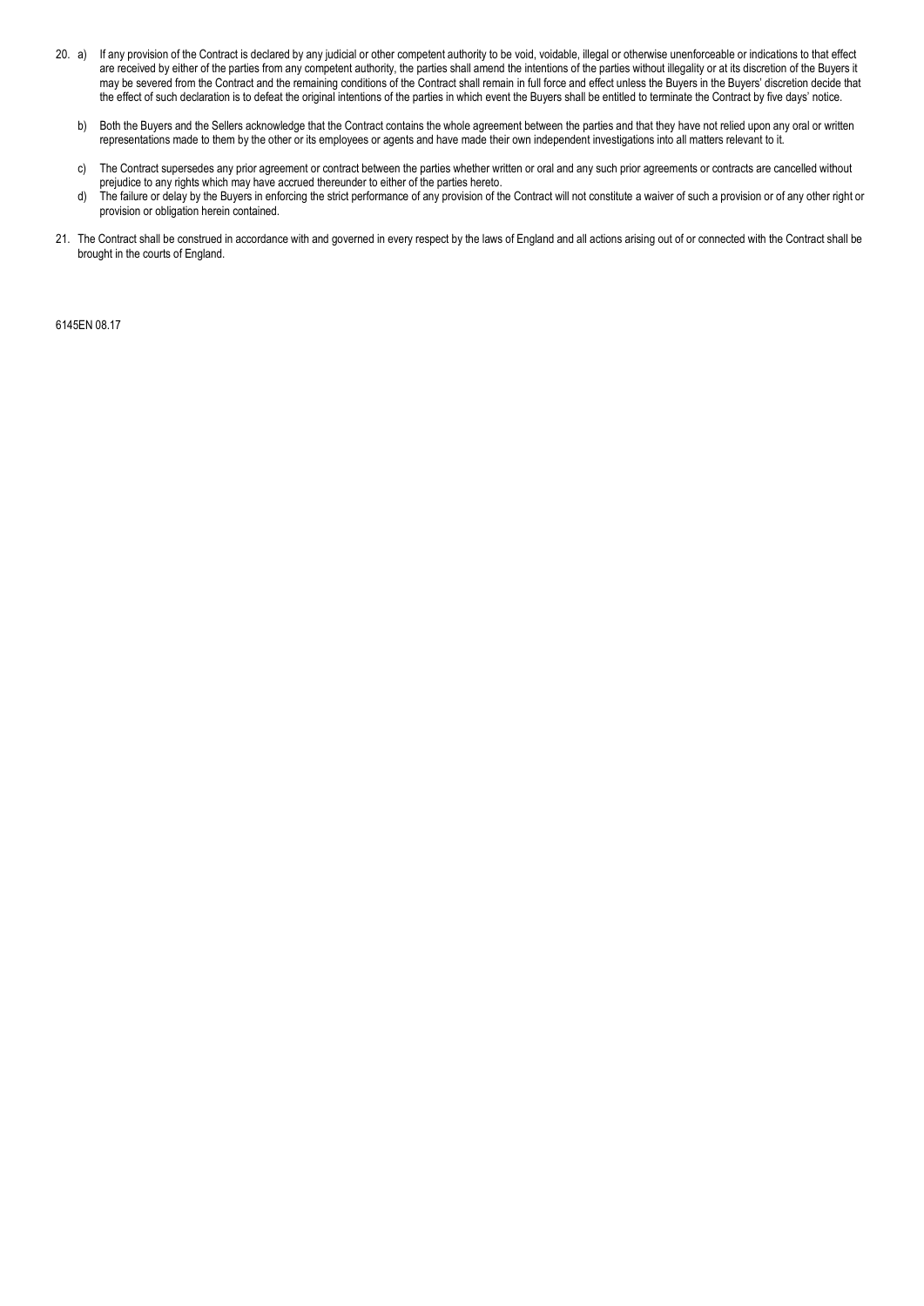20. a) If any provision of the Contract is declared by any judicial or other competent authority to be void, voidable, illegal or otherwise unenforceable or indications to that effect are received by either of the parties from any competent authority, the parties shall amend the intentions of the parties without illegality or at its discretion of the Buyers it may be severed from the Contract and the remaining conditions of the Contract shall remain in full force and effect unless the Buyers in the Buyers' discretion decide that the effect of such declaration is to defeat the original intentions of the parties in which event the Buyers shall be entitled to terminate the Contract by five days' notice.

    b) Both the Buyers and the Sellers acknowledge that the Contract contains the whole agreement between the parties and that they have not relied upon any oral or written representations made to them by the other or its employees or agents and have made their own independent investigations into all matters relevant to it.

    c) The Contract supersedes any prior agreement or contract between the parties whether written or oral and any such prior agreements or contracts are cancelled without prejudice to any rights which may have accrued thereunder to either of the parties hereto.

    d) The failure or delay by the Buyers in enforcing the strict performance of any provision of the Contract will not constitute a waiver of such a provision or of any other right or provision or obligation herein contained.

21. The Contract shall be construed in accordance with and governed in every respect by the laws of England and all actions arising out of or connected with the Contract shall be brought in the courts of England.

6145EN 08.17